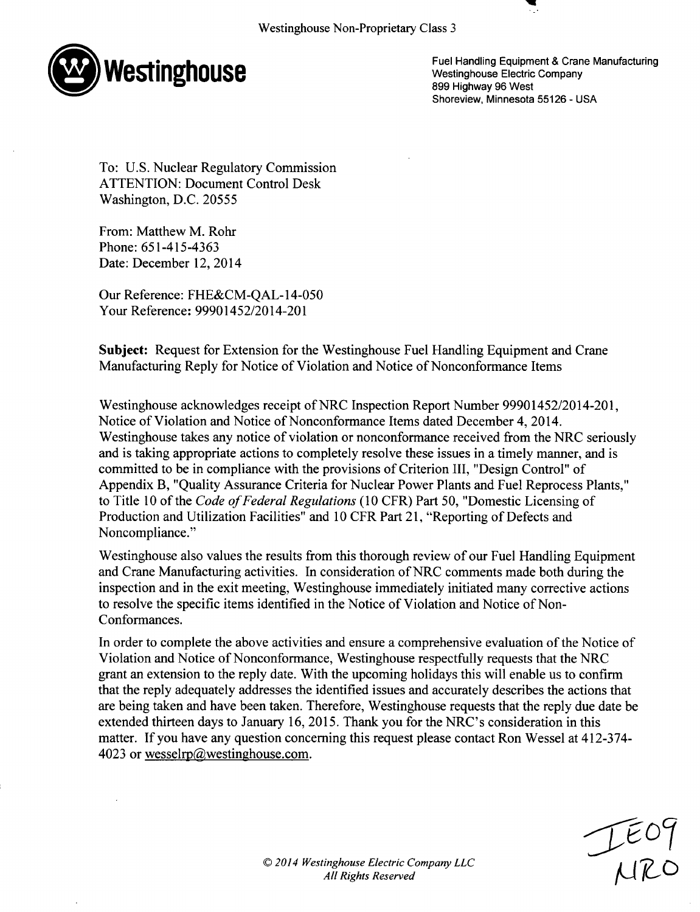Westinghouse Non-Proprietary Class 3

**Westinghouse**

Fuel Handling Equipment & Crane Manufacturing
Westinghouse Electric Company
899 Highway 96 West
Shoreview, Minnesota 55126 - USA

To: U.S. Nuclear Regulatory Commission
ATTENTION: Document Control Desk
Washington, D.C. 20555

From: Matthew M. Rohr
Phone: 651-415-4363
Date: December 12, 2014

Our Reference: FHE&CM-QAL-14-050
Your Reference: 99901452/2014-201

**Subject:** Request for Extension for the Westinghouse Fuel Handling Equipment and Crane Manufacturing Reply for Notice of Violation and Notice of Nonconformance Items

Westinghouse acknowledges receipt of NRC Inspection Report Number 99901452/2014-201, Notice of Violation and Notice of Nonconformance Items dated December 4, 2014. Westinghouse takes any notice of violation or nonconformance received from the NRC seriously and is taking appropriate actions to completely resolve these issues in a timely manner, and is committed to be in compliance with the provisions of Criterion III, "Design Control" of Appendix B, "Quality Assurance Criteria for Nuclear Power Plants and Fuel Reprocess Plants," to Title 10 of the *Code of Federal Regulations* (10 CFR) Part 50, "Domestic Licensing of Production and Utilization Facilities" and 10 CFR Part 21, "Reporting of Defects and Noncompliance."

Westinghouse also values the results from this thorough review of our Fuel Handling Equipment and Crane Manufacturing activities. In consideration of NRC comments made both during the inspection and in the exit meeting, Westinghouse immediately initiated many corrective actions to resolve the specific items identified in the Notice of Violation and Notice of Non-Conformances.

In order to complete the above activities and ensure a comprehensive evaluation of the Notice of Violation and Notice of Nonconformance, Westinghouse respectfully requests that the NRC grant an extension to the reply date. With the upcoming holidays this will enable us to confirm that the reply adequately addresses the identified issues and accurately describes the actions that are being taken and have been taken. Therefore, Westinghouse requests that the reply due date be extended thirteen days to January 16, 2015. Thank you for the NRC's consideration in this matter. If you have any question concerning this request please contact Ron Wessel at 412-374-4023 or wesselrp@westinghouse.com.

*© 2014 Westinghouse Electric Company LLC*
*All Rights Reserved*

IE09
NRO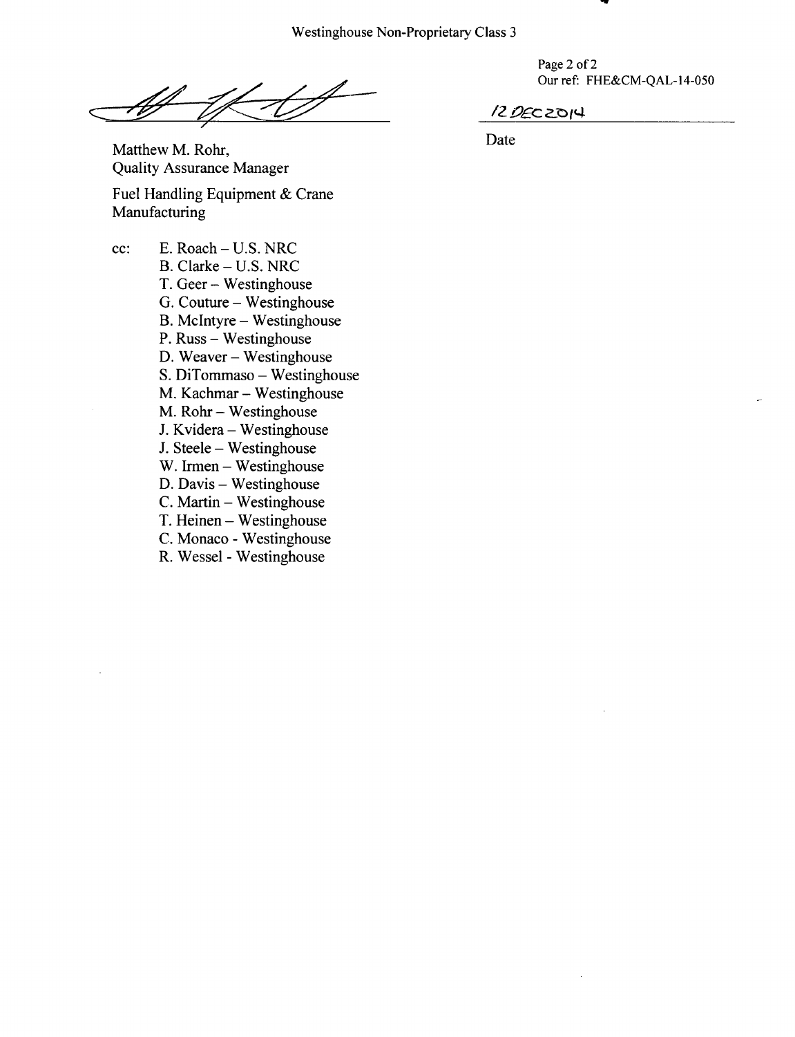Westinghouse Non-Proprietary Class 3

Our ref: FHE&CM-QAL-14-050

12 DEC 2014

Date

Matthew M. Rohr,
Quality Assurance Manager

Fuel Handling Equipment & Crane Manufacturing

cc:
E. Roach – U.S. NRC
B. Clarke – U.S. NRC
T. Geer – Westinghouse
G. Couture – Westinghouse
B. McIntyre – Westinghouse
P. Russ – Westinghouse
D. Weaver – Westinghouse
S. DiTommaso – Westinghouse
M. Kachmar – Westinghouse
M. Rohr – Westinghouse
J. Kvidera – Westinghouse
J. Steele – Westinghouse
W. Irmen – Westinghouse
D. Davis – Westinghouse
C. Martin – Westinghouse
T. Heinen – Westinghouse
C. Monaco - Westinghouse
R. Wessel - Westinghouse